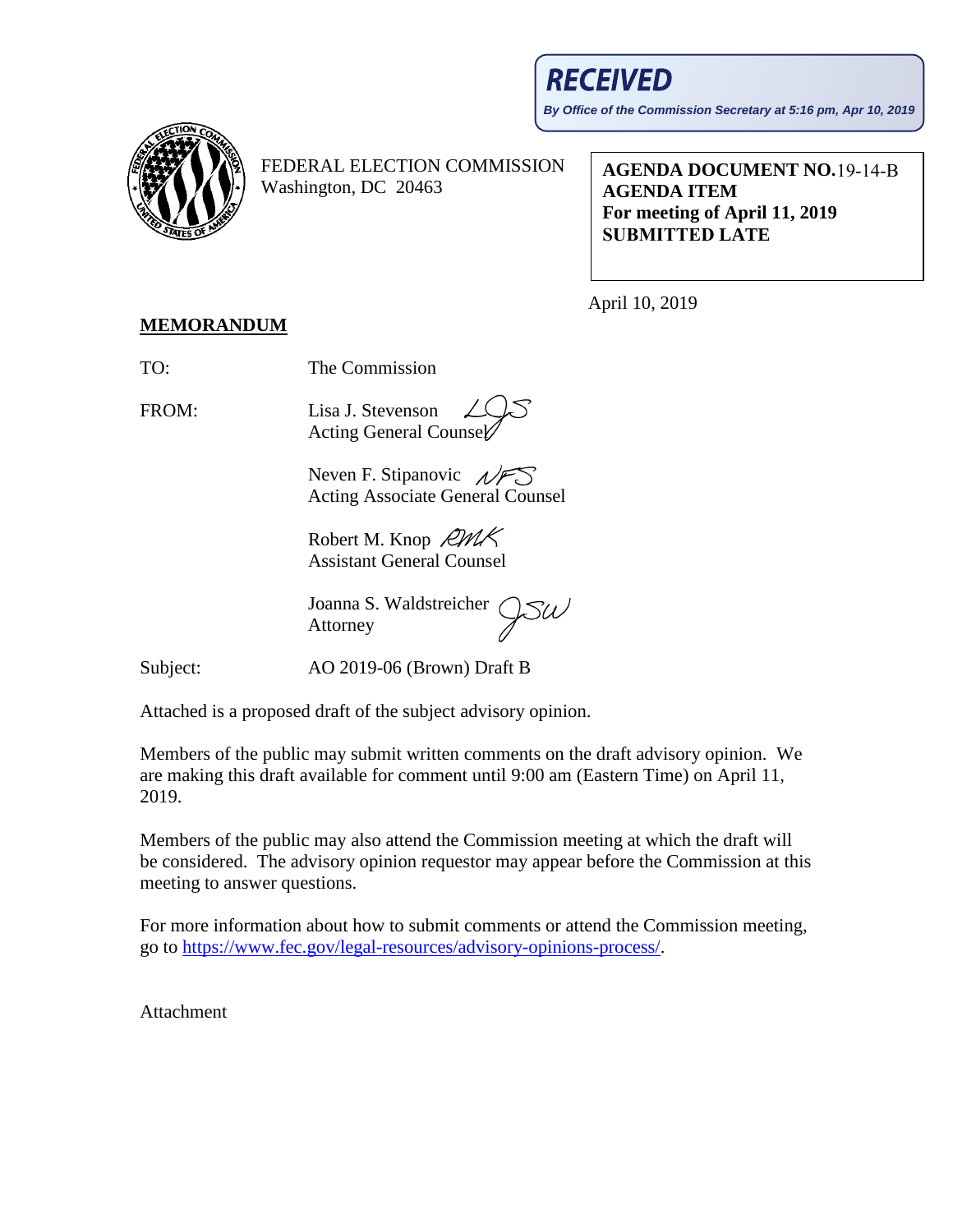**RECEIVED**

***By Office of the Commission Secretary at 5:16 pm, Apr 10, 2019***

FEDERAL ELECTION COMMISSION
Washington, DC 20463

**AGENDA DOCUMENT NO.**19-14-B
**AGENDA ITEM**
**For meeting of April 11, 2019**
**SUBMITTED LATE**

April 10, 2019

**MEMORANDUM**

TO: The Commission

FROM: Lisa J. Stevenson
Acting General Counsel

Neven F. Stipanovic
Acting Associate General Counsel

Robert M. Knop
Assistant General Counsel

Joanna S. Waldstreicher
Attorney

Subject: AO 2019-06 (Brown) Draft B

Attached is a proposed draft of the subject advisory opinion.

Members of the public may submit written comments on the draft advisory opinion. We are making this draft available for comment until 9:00 am (Eastern Time) on April 11, 2019.

Members of the public may also attend the Commission meeting at which the draft will be considered. The advisory opinion requestor may appear before the Commission at this meeting to answer questions.

For more information about how to submit comments or attend the Commission meeting, go to https://www.fec.gov/legal-resources/advisory-opinions-process/.

Attachment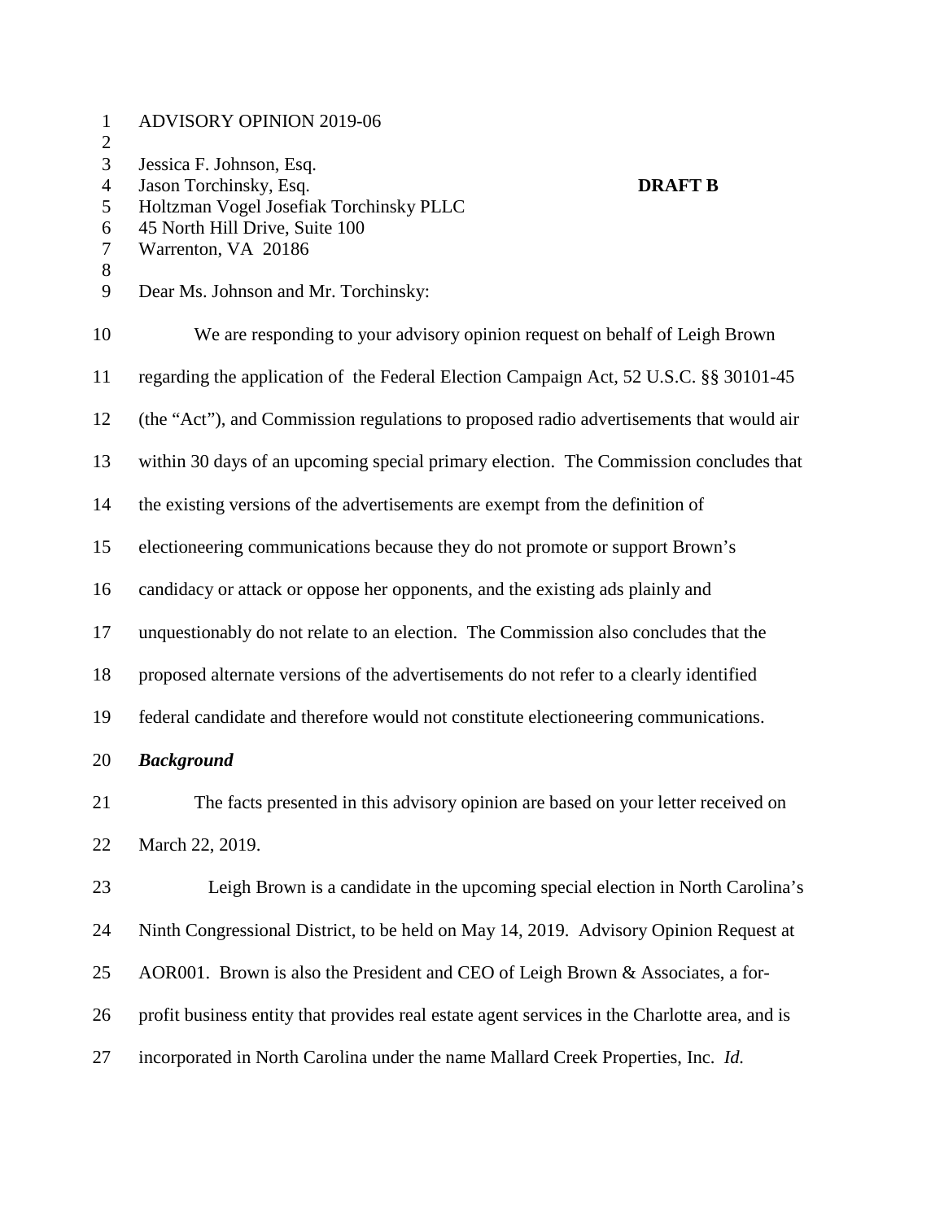ADVISORY OPINION 2019-06

Jessica F. Johnson, Esq.
Jason Torchinsky, Esq.
Holtzman Vogel Josefiak Torchinsky PLLC
45 North Hill Drive, Suite 100
Warrenton, VA 20186

**DRAFT B**

Dear Ms. Johnson and Mr. Torchinsky:

We are responding to your advisory opinion request on behalf of Leigh Brown regarding the application of the Federal Election Campaign Act, 52 U.S.C. §§ 30101-45 (the "Act"), and Commission regulations to proposed radio advertisements that would air within 30 days of an upcoming special primary election. The Commission concludes that the existing versions of the advertisements are exempt from the definition of electioneering communications because they do not promote or support Brown's candidacy or attack or oppose her opponents, and the existing ads plainly and unquestionably do not relate to an election. The Commission also concludes that the proposed alternate versions of the advertisements do not refer to a clearly identified federal candidate and therefore would not constitute electioneering communications.

***Background***

The facts presented in this advisory opinion are based on your letter received on March 22, 2019.

Leigh Brown is a candidate in the upcoming special election in North Carolina's Ninth Congressional District, to be held on May 14, 2019. Advisory Opinion Request at AOR001. Brown is also the President and CEO of Leigh Brown & Associates, a for-profit business entity that provides real estate agent services in the Charlotte area, and is incorporated in North Carolina under the name Mallard Creek Properties, Inc. *Id.*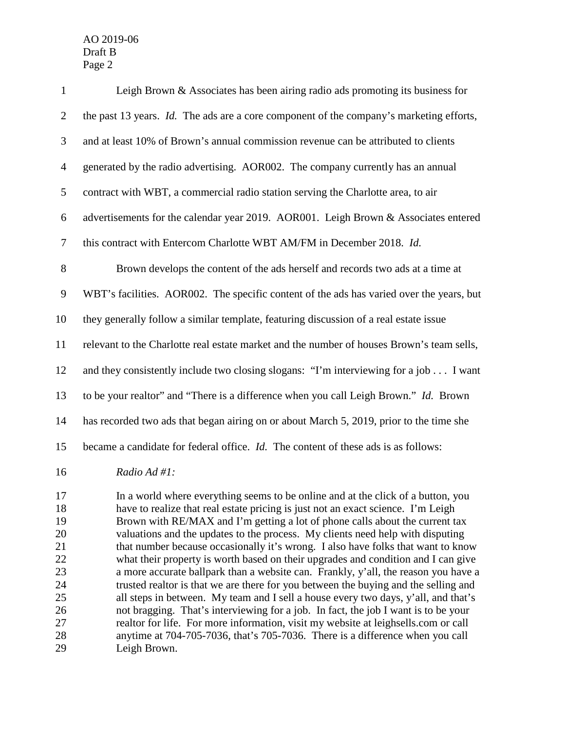Leigh Brown & Associates has been airing radio ads promoting its business for the past 13 years. *Id.* The ads are a core component of the company's marketing efforts, and at least 10% of Brown's annual commission revenue can be attributed to clients generated by the radio advertising. AOR002. The company currently has an annual contract with WBT, a commercial radio station serving the Charlotte area, to air advertisements for the calendar year 2019. AOR001. Leigh Brown & Associates entered this contract with Entercom Charlotte WBT AM/FM in December 2018. *Id.*

Brown develops the content of the ads herself and records two ads at a time at WBT's facilities. AOR002. The specific content of the ads has varied over the years, but they generally follow a similar template, featuring discussion of a real estate issue relevant to the Charlotte real estate market and the number of houses Brown's team sells, and they consistently include two closing slogans: "I'm interviewing for a job . . . I want to be your realtor" and "There is a difference when you call Leigh Brown." *Id.* Brown has recorded two ads that began airing on or about March 5, 2019, prior to the time she became a candidate for federal office. *Id.* The content of these ads is as follows:

*Radio Ad #1:*

> In a world where everything seems to be online and at the click of a button, you have to realize that real estate pricing is just not an exact science. I'm Leigh Brown with RE/MAX and I'm getting a lot of phone calls about the current tax valuations and the updates to the process. My clients need help with disputing that number because occasionally it's wrong. I also have folks that want to know what their property is worth based on their upgrades and condition and I can give a more accurate ballpark than a website can. Frankly, y'all, the reason you have a trusted realtor is that we are there for you between the buying and the selling and all steps in between. My team and I sell a house every two days, y'all, and that's not bragging. That's interviewing for a job. In fact, the job I want is to be your realtor for life. For more information, visit my website at leighsells.com or call anytime at 704-705-7036, that's 705-7036. There is a difference when you call Leigh Brown.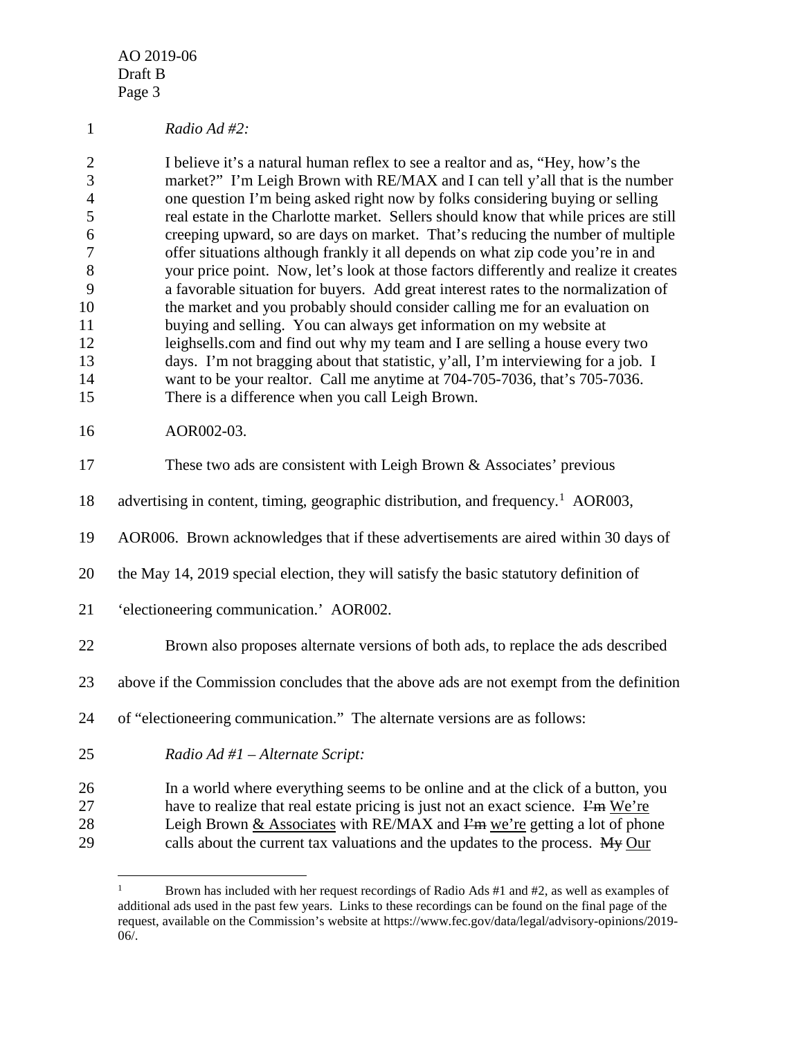*Radio Ad #2:*

> I believe it's a natural human reflex to see a realtor and as, "Hey, how's the market?" I'm Leigh Brown with RE/MAX and I can tell y'all that is the number one question I'm being asked right now by folks considering buying or selling real estate in the Charlotte market. Sellers should know that while prices are still creeping upward, so are days on market. That's reducing the number of multiple offer situations although frankly it all depends on what zip code you're in and your price point. Now, let's look at those factors differently and realize it creates a favorable situation for buyers. Add great interest rates to the normalization of the market and you probably should consider calling me for an evaluation on buying and selling. You can always get information on my website at leighsells.com and find out why my team and I are selling a house every two days. I'm not bragging about that statistic, y'all, I'm interviewing for a job. I want to be your realtor. Call me anytime at 704-705-7036, that's 705-7036. There is a difference when you call Leigh Brown.

AOR002-03.

These two ads are consistent with Leigh Brown & Associates' previous advertising in content, timing, geographic distribution, and frequency.[1] AOR003, AOR006. Brown acknowledges that if these advertisements are aired within 30 days of the May 14, 2019 special election, they will satisfy the basic statutory definition of 'electioneering communication.' AOR002.

Brown also proposes alternate versions of both ads, to replace the ads described above if the Commission concludes that the above ads are not exempt from the definition of "electioneering communication." The alternate versions are as follows:

*Radio Ad #1 – Alternate Script:*

> In a world where everything seems to be online and at the click of a button, you have to realize that real estate pricing is just not an exact science. ~~I'm~~ <u>We're</u> Leigh Brown <u>& Associates</u> with RE/MAX and ~~I'm~~ <u>we're</u> getting a lot of phone calls about the current tax valuations and the updates to the process. ~~My~~ <u>Our</u>

[1] Brown has included with her request recordings of Radio Ads #1 and #2, as well as examples of additional ads used in the past few years. Links to these recordings can be found on the final page of the request, available on the Commission's website at https://www.fec.gov/data/legal/advisory-opinions/2019-06/.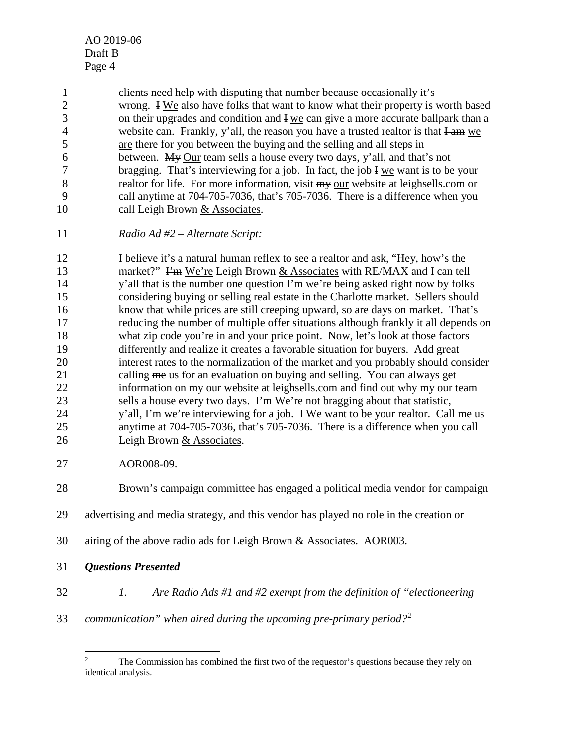clients need help with disputing that number because occasionally it's wrong. ~~I~~ We also have folks that want to know what their property is worth based on their upgrades and condition and ~~I~~ we can give a more accurate ballpark than a website can. Frankly, y'all, the reason you have a trusted realtor is that ~~I am~~ we are there for you between the buying and the selling and all steps in between. ~~My~~ Our team sells a house every two days, y'all, and that's not bragging. That's interviewing for a job. In fact, the job ~~I~~ we want is to be your realtor for life. For more information, visit ~~my~~ our website at leighsells.com or call anytime at 704-705-7036, that's 705-7036. There is a difference when you call Leigh Brown & Associates.

*Radio Ad #2 – Alternate Script:*

I believe it's a natural human reflex to see a realtor and ask, "Hey, how's the market?" ~~I'm~~ We're Leigh Brown & Associates with RE/MAX and I can tell y'all that is the number one question ~~I'm~~ we're being asked right now by folks considering buying or selling real estate in the Charlotte market. Sellers should know that while prices are still creeping upward, so are days on market. That's reducing the number of multiple offer situations although frankly it all depends on what zip code you're in and your price point. Now, let's look at those factors differently and realize it creates a favorable situation for buyers. Add great interest rates to the normalization of the market and you probably should consider calling ~~me~~ us for an evaluation on buying and selling. You can always get information on ~~my~~ our website at leighsells.com and find out why ~~my~~ our team sells a house every two days. ~~I'm~~ We're not bragging about that statistic, y'all, ~~I'm~~ we're interviewing for a job. ~~I~~ We want to be your realtor. Call ~~me~~ us anytime at 704-705-7036, that's 705-7036. There is a difference when you call Leigh Brown & Associates.

AOR008-09.

Brown's campaign committee has engaged a political media vendor for campaign advertising and media strategy, and this vendor has played no role in the creation or airing of the above radio ads for Leigh Brown & Associates. AOR003.

***Questions Presented***

*1. Are Radio Ads #1 and #2 exempt from the definition of "electioneering communication" when aired during the upcoming pre-primary period?*[2]

---

[2] The Commission has combined the first two of the requestor's questions because they rely on identical analysis.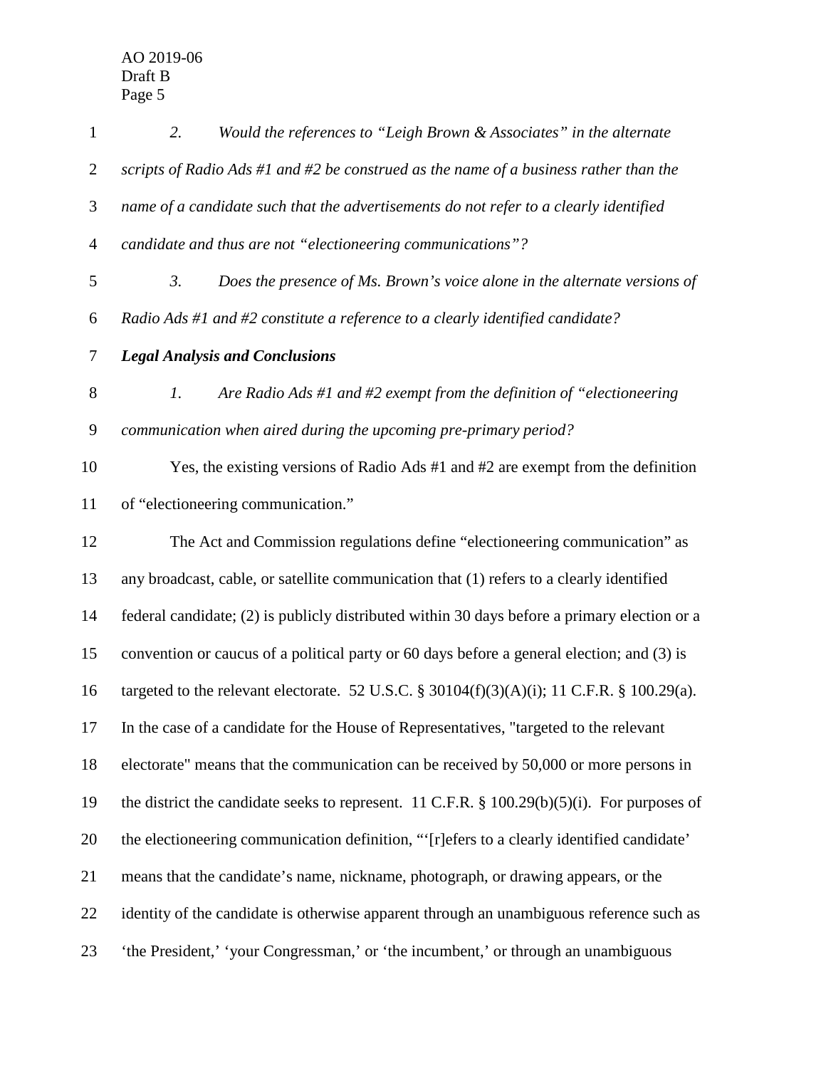*2. Would the references to "Leigh Brown & Associates" in the alternate scripts of Radio Ads #1 and #2 be construed as the name of a business rather than the name of a candidate such that the advertisements do not refer to a clearly identified candidate and thus are not "electioneering communications"?*

*3. Does the presence of Ms. Brown's voice alone in the alternate versions of Radio Ads #1 and #2 constitute a reference to a clearly identified candidate?*

***Legal Analysis and Conclusions***

*1. Are Radio Ads #1 and #2 exempt from the definition of "electioneering communication when aired during the upcoming pre-primary period?*

Yes, the existing versions of Radio Ads #1 and #2 are exempt from the definition of "electioneering communication."

The Act and Commission regulations define "electioneering communication" as any broadcast, cable, or satellite communication that (1) refers to a clearly identified federal candidate; (2) is publicly distributed within 30 days before a primary election or a convention or caucus of a political party or 60 days before a general election; and (3) is targeted to the relevant electorate. 52 U.S.C. § 30104(f)(3)(A)(i); 11 C.F.R. § 100.29(a). In the case of a candidate for the House of Representatives, "targeted to the relevant electorate" means that the communication can be received by 50,000 or more persons in the district the candidate seeks to represent. 11 C.F.R. § 100.29(b)(5)(i). For purposes of the electioneering communication definition, "'[r]efers to a clearly identified candidate' means that the candidate's name, nickname, photograph, or drawing appears, or the identity of the candidate is otherwise apparent through an unambiguous reference such as 'the President,' 'your Congressman,' or 'the incumbent,' or through an unambiguous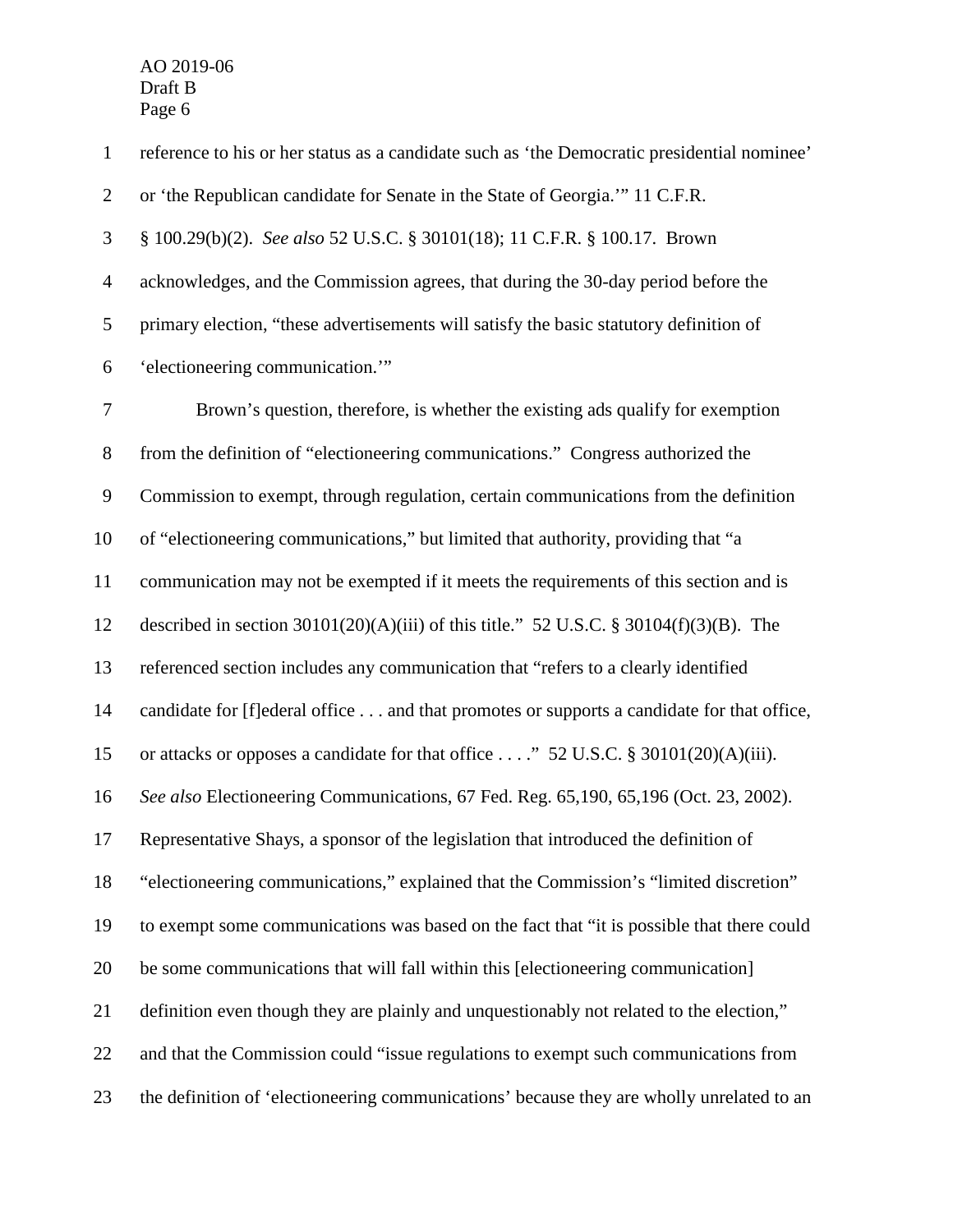reference to his or her status as a candidate such as 'the Democratic presidential nominee' or 'the Republican candidate for Senate in the State of Georgia.'" 11 C.F.R. § 100.29(b)(2). *See also* 52 U.S.C. § 30101(18); 11 C.F.R. § 100.17. Brown acknowledges, and the Commission agrees, that during the 30-day period before the primary election, "these advertisements will satisfy the basic statutory definition of 'electioneering communication.'"

Brown's question, therefore, is whether the existing ads qualify for exemption from the definition of "electioneering communications." Congress authorized the Commission to exempt, through regulation, certain communications from the definition of "electioneering communications," but limited that authority, providing that "a communication may not be exempted if it meets the requirements of this section and is described in section 30101(20)(A)(iii) of this title." 52 U.S.C. § 30104(f)(3)(B). The referenced section includes any communication that "refers to a clearly identified candidate for [f]ederal office . . . and that promotes or supports a candidate for that office, or attacks or opposes a candidate for that office . . . ." 52 U.S.C. § 30101(20)(A)(iii). *See also* Electioneering Communications, 67 Fed. Reg. 65,190, 65,196 (Oct. 23, 2002). Representative Shays, a sponsor of the legislation that introduced the definition of "electioneering communications," explained that the Commission's "limited discretion" to exempt some communications was based on the fact that "it is possible that there could be some communications that will fall within this [electioneering communication] definition even though they are plainly and unquestionably not related to the election," and that the Commission could "issue regulations to exempt such communications from the definition of 'electioneering communications' because they are wholly unrelated to an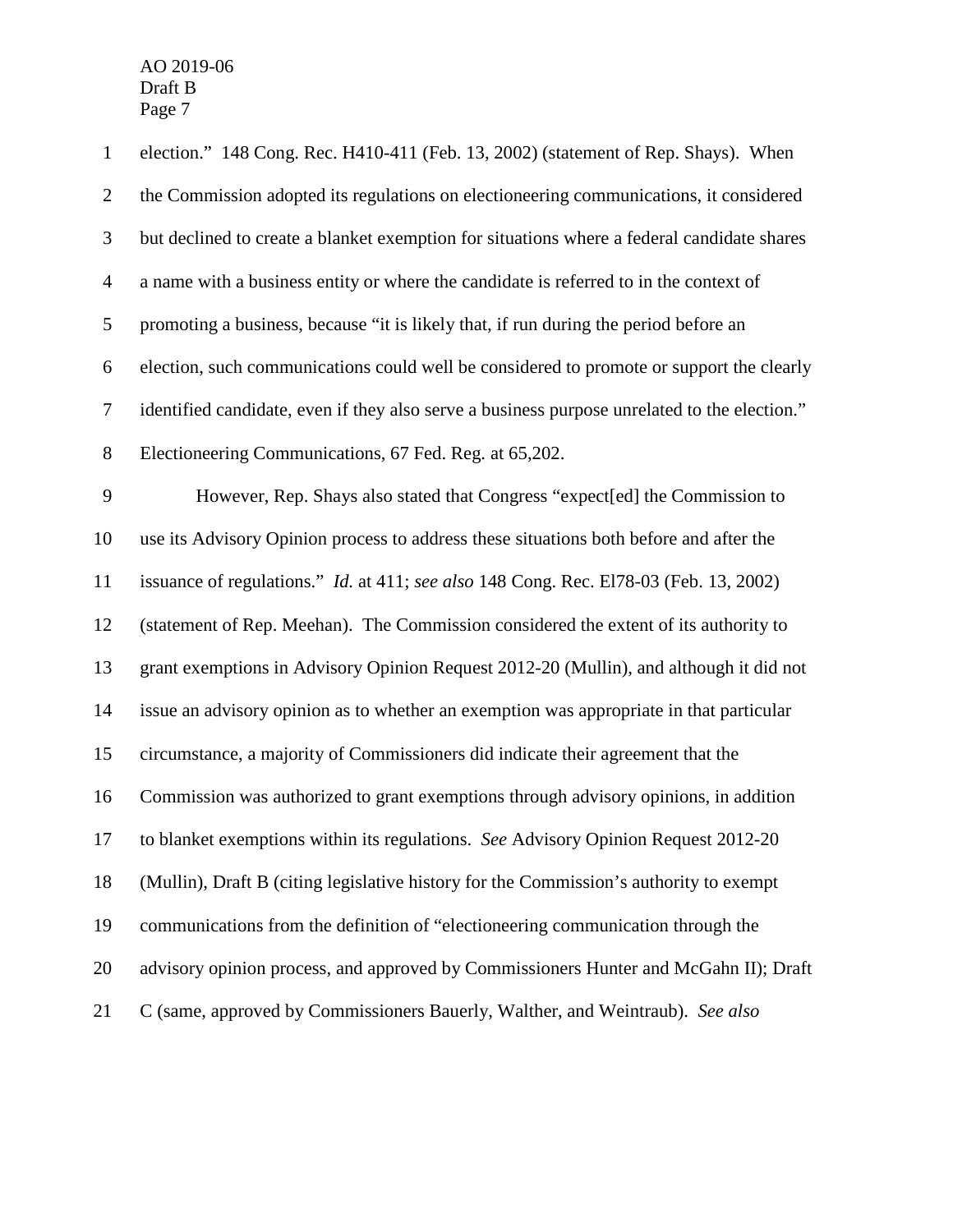election." 148 Cong. Rec. H410-411 (Feb. 13, 2002) (statement of Rep. Shays). When the Commission adopted its regulations on electioneering communications, it considered but declined to create a blanket exemption for situations where a federal candidate shares a name with a business entity or where the candidate is referred to in the context of promoting a business, because "it is likely that, if run during the period before an election, such communications could well be considered to promote or support the clearly identified candidate, even if they also serve a business purpose unrelated to the election." Electioneering Communications, 67 Fed. Reg. at 65,202.

However, Rep. Shays also stated that Congress "expect[ed] the Commission to use its Advisory Opinion process to address these situations both before and after the issuance of regulations." *Id.* at 411; *see also* 148 Cong. Rec. El78-03 (Feb. 13, 2002) (statement of Rep. Meehan). The Commission considered the extent of its authority to grant exemptions in Advisory Opinion Request 2012-20 (Mullin), and although it did not issue an advisory opinion as to whether an exemption was appropriate in that particular circumstance, a majority of Commissioners did indicate their agreement that the Commission was authorized to grant exemptions through advisory opinions, in addition to blanket exemptions within its regulations. *See* Advisory Opinion Request 2012-20 (Mullin), Draft B (citing legislative history for the Commission's authority to exempt communications from the definition of "electioneering communication through the advisory opinion process, and approved by Commissioners Hunter and McGahn II); Draft C (same, approved by Commissioners Bauerly, Walther, and Weintraub). *See also*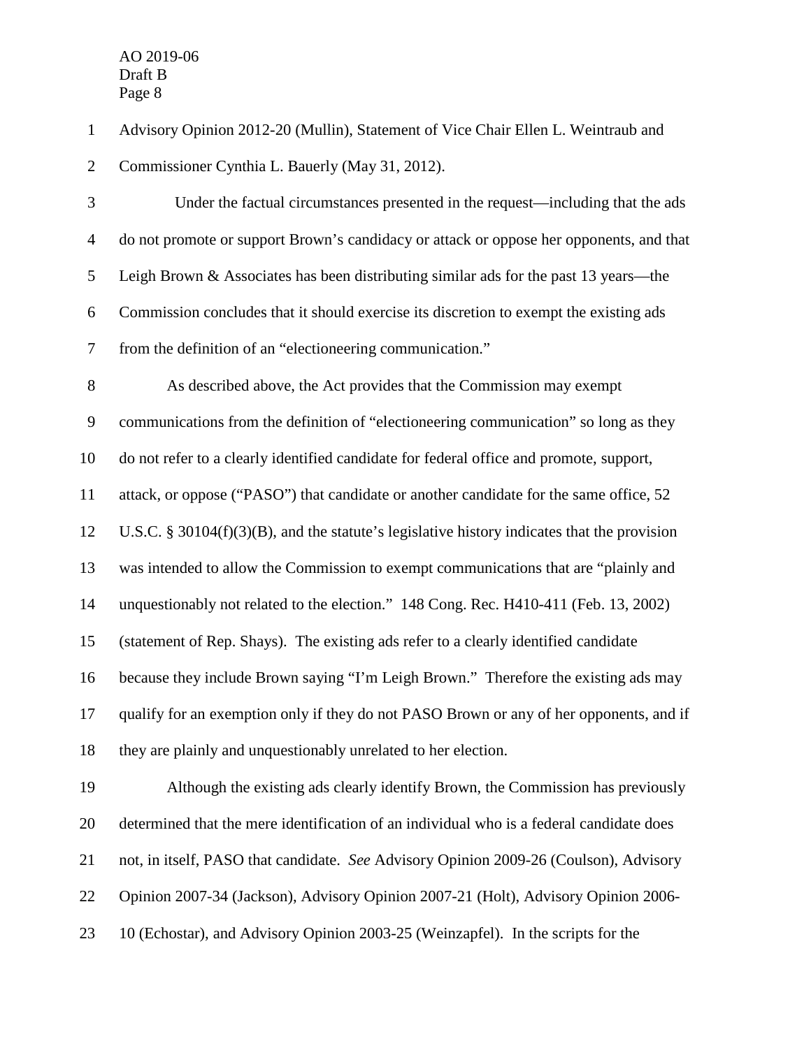Advisory Opinion 2012-20 (Mullin), Statement of Vice Chair Ellen L. Weintraub and Commissioner Cynthia L. Bauerly (May 31, 2012).

Under the factual circumstances presented in the request—including that the ads do not promote or support Brown's candidacy or attack or oppose her opponents, and that Leigh Brown & Associates has been distributing similar ads for the past 13 years—the Commission concludes that it should exercise its discretion to exempt the existing ads from the definition of an "electioneering communication."

As described above, the Act provides that the Commission may exempt communications from the definition of "electioneering communication" so long as they do not refer to a clearly identified candidate for federal office and promote, support, attack, or oppose ("PASO") that candidate or another candidate for the same office, 52 U.S.C. § 30104(f)(3)(B), and the statute's legislative history indicates that the provision was intended to allow the Commission to exempt communications that are "plainly and unquestionably not related to the election." 148 Cong. Rec. H410-411 (Feb. 13, 2002) (statement of Rep. Shays). The existing ads refer to a clearly identified candidate because they include Brown saying "I'm Leigh Brown." Therefore the existing ads may qualify for an exemption only if they do not PASO Brown or any of her opponents, and if they are plainly and unquestionably unrelated to her election.

Although the existing ads clearly identify Brown, the Commission has previously determined that the mere identification of an individual who is a federal candidate does not, in itself, PASO that candidate. *See* Advisory Opinion 2009-26 (Coulson), Advisory Opinion 2007-34 (Jackson), Advisory Opinion 2007-21 (Holt), Advisory Opinion 2006-10 (Echostar), and Advisory Opinion 2003-25 (Weinzapfel). In the scripts for the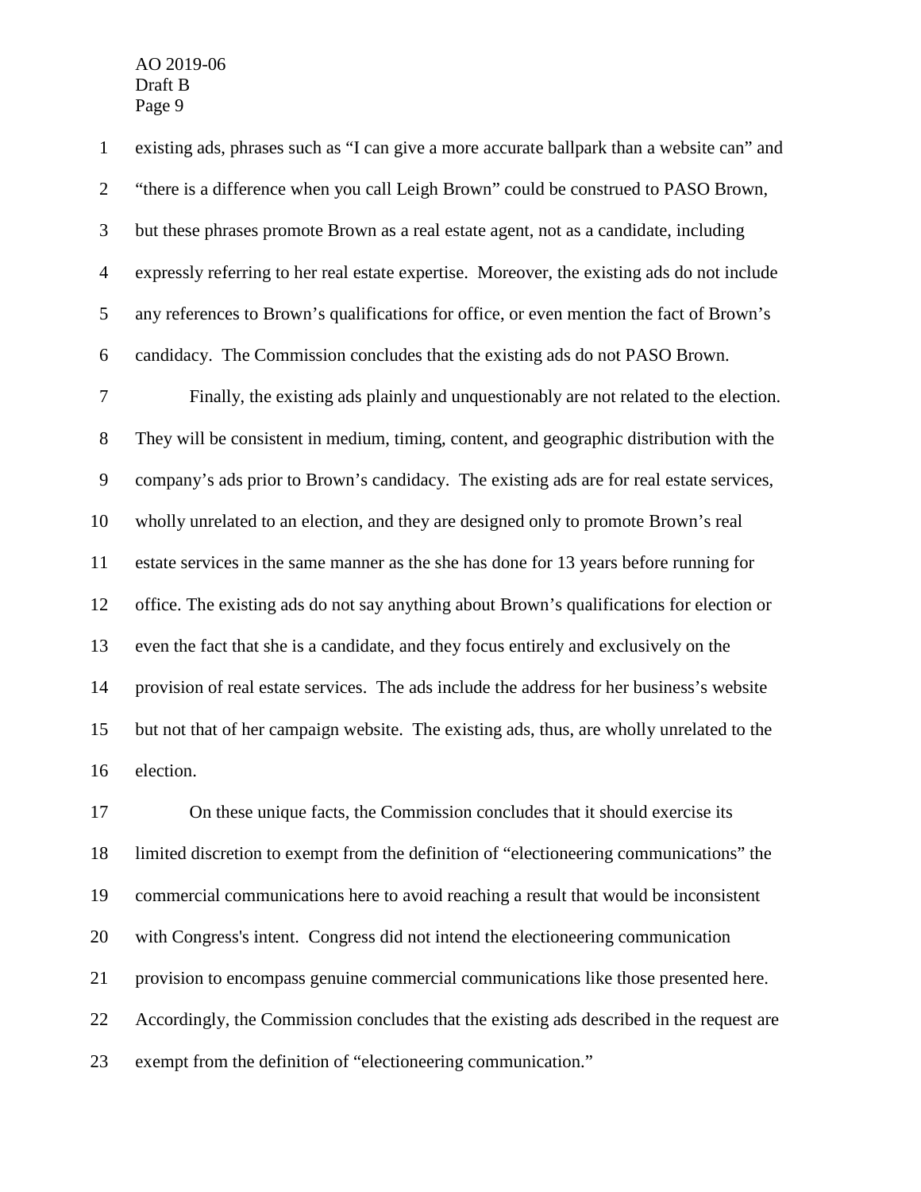existing ads, phrases such as "I can give a more accurate ballpark than a website can" and "there is a difference when you call Leigh Brown" could be construed to PASO Brown, but these phrases promote Brown as a real estate agent, not as a candidate, including expressly referring to her real estate expertise. Moreover, the existing ads do not include any references to Brown's qualifications for office, or even mention the fact of Brown's candidacy. The Commission concludes that the existing ads do not PASO Brown.

Finally, the existing ads plainly and unquestionably are not related to the election. They will be consistent in medium, timing, content, and geographic distribution with the company's ads prior to Brown's candidacy. The existing ads are for real estate services, wholly unrelated to an election, and they are designed only to promote Brown's real estate services in the same manner as the she has done for 13 years before running for office. The existing ads do not say anything about Brown's qualifications for election or even the fact that she is a candidate, and they focus entirely and exclusively on the provision of real estate services. The ads include the address for her business's website but not that of her campaign website. The existing ads, thus, are wholly unrelated to the election.

On these unique facts, the Commission concludes that it should exercise its limited discretion to exempt from the definition of "electioneering communications" the commercial communications here to avoid reaching a result that would be inconsistent with Congress's intent. Congress did not intend the electioneering communication provision to encompass genuine commercial communications like those presented here. Accordingly, the Commission concludes that the existing ads described in the request are exempt from the definition of "electioneering communication."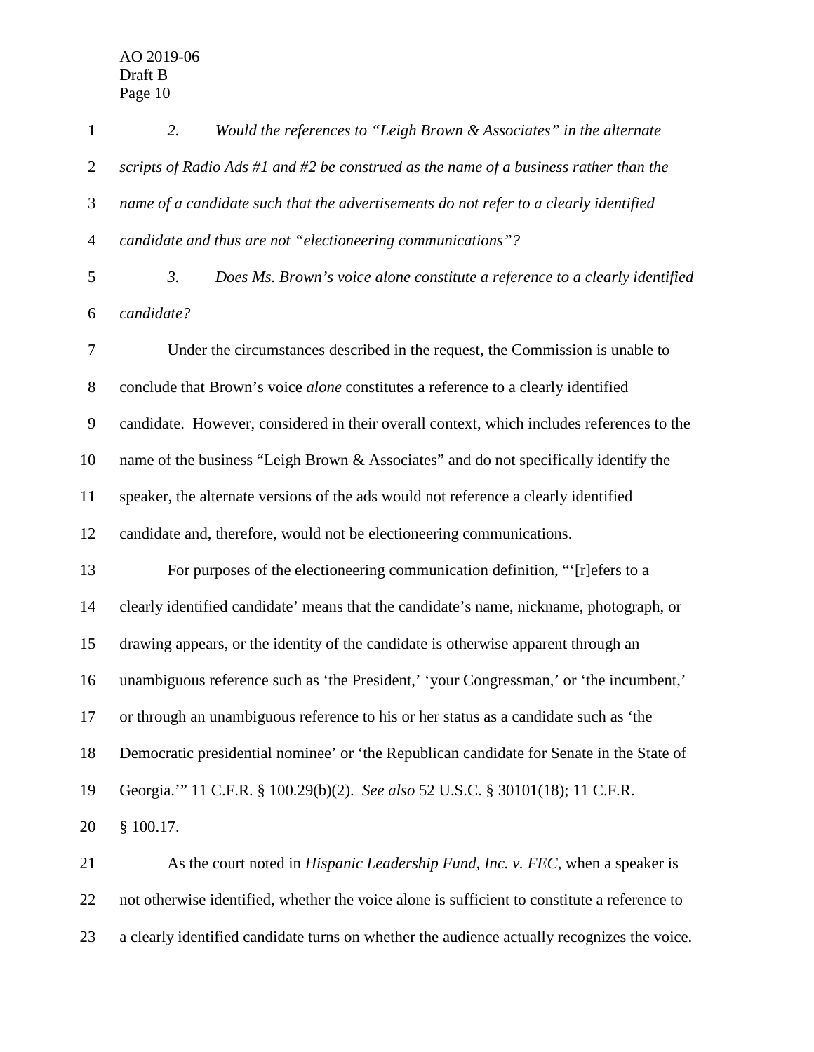*2. Would the references to "Leigh Brown & Associates" in the alternate scripts of Radio Ads #1 and #2 be construed as the name of a business rather than the name of a candidate such that the advertisements do not refer to a clearly identified candidate and thus are not "electioneering communications"?*

*3. Does Ms. Brown's voice alone constitute a reference to a clearly identified candidate?*

Under the circumstances described in the request, the Commission is unable to conclude that Brown's voice *alone* constitutes a reference to a clearly identified candidate. However, considered in their overall context, which includes references to the name of the business "Leigh Brown & Associates" and do not specifically identify the speaker, the alternate versions of the ads would not reference a clearly identified candidate and, therefore, would not be electioneering communications.

For purposes of the electioneering communication definition, "'[r]efers to a clearly identified candidate' means that the candidate's name, nickname, photograph, or drawing appears, or the identity of the candidate is otherwise apparent through an unambiguous reference such as 'the President,' 'your Congressman,' or 'the incumbent,' or through an unambiguous reference to his or her status as a candidate such as 'the Democratic presidential nominee' or 'the Republican candidate for Senate in the State of Georgia.'" 11 C.F.R. § 100.29(b)(2). *See also* 52 U.S.C. § 30101(18); 11 C.F.R. § 100.17.

As the court noted in *Hispanic Leadership Fund, Inc. v. FEC*, when a speaker is not otherwise identified, whether the voice alone is sufficient to constitute a reference to a clearly identified candidate turns on whether the audience actually recognizes the voice.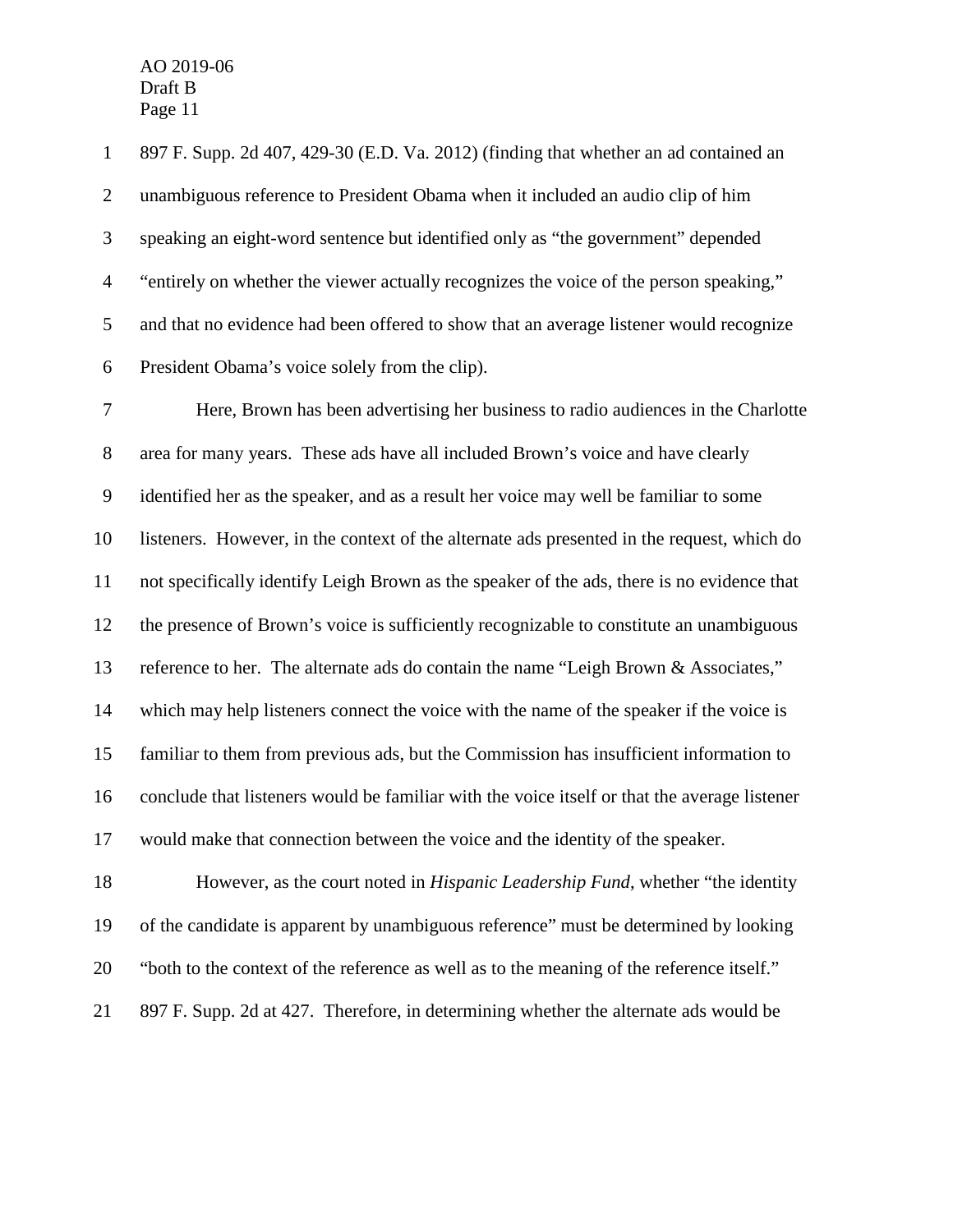897 F. Supp. 2d 407, 429-30 (E.D. Va. 2012) (finding that whether an ad contained an unambiguous reference to President Obama when it included an audio clip of him speaking an eight-word sentence but identified only as "the government" depended "entirely on whether the viewer actually recognizes the voice of the person speaking," and that no evidence had been offered to show that an average listener would recognize President Obama's voice solely from the clip).

Here, Brown has been advertising her business to radio audiences in the Charlotte area for many years. These ads have all included Brown's voice and have clearly identified her as the speaker, and as a result her voice may well be familiar to some listeners. However, in the context of the alternate ads presented in the request, which do not specifically identify Leigh Brown as the speaker of the ads, there is no evidence that the presence of Brown's voice is sufficiently recognizable to constitute an unambiguous reference to her. The alternate ads do contain the name "Leigh Brown & Associates," which may help listeners connect the voice with the name of the speaker if the voice is familiar to them from previous ads, but the Commission has insufficient information to conclude that listeners would be familiar with the voice itself or that the average listener would make that connection between the voice and the identity of the speaker.

However, as the court noted in *Hispanic Leadership Fund*, whether "the identity of the candidate is apparent by unambiguous reference" must be determined by looking "both to the context of the reference as well as to the meaning of the reference itself." 897 F. Supp. 2d at 427. Therefore, in determining whether the alternate ads would be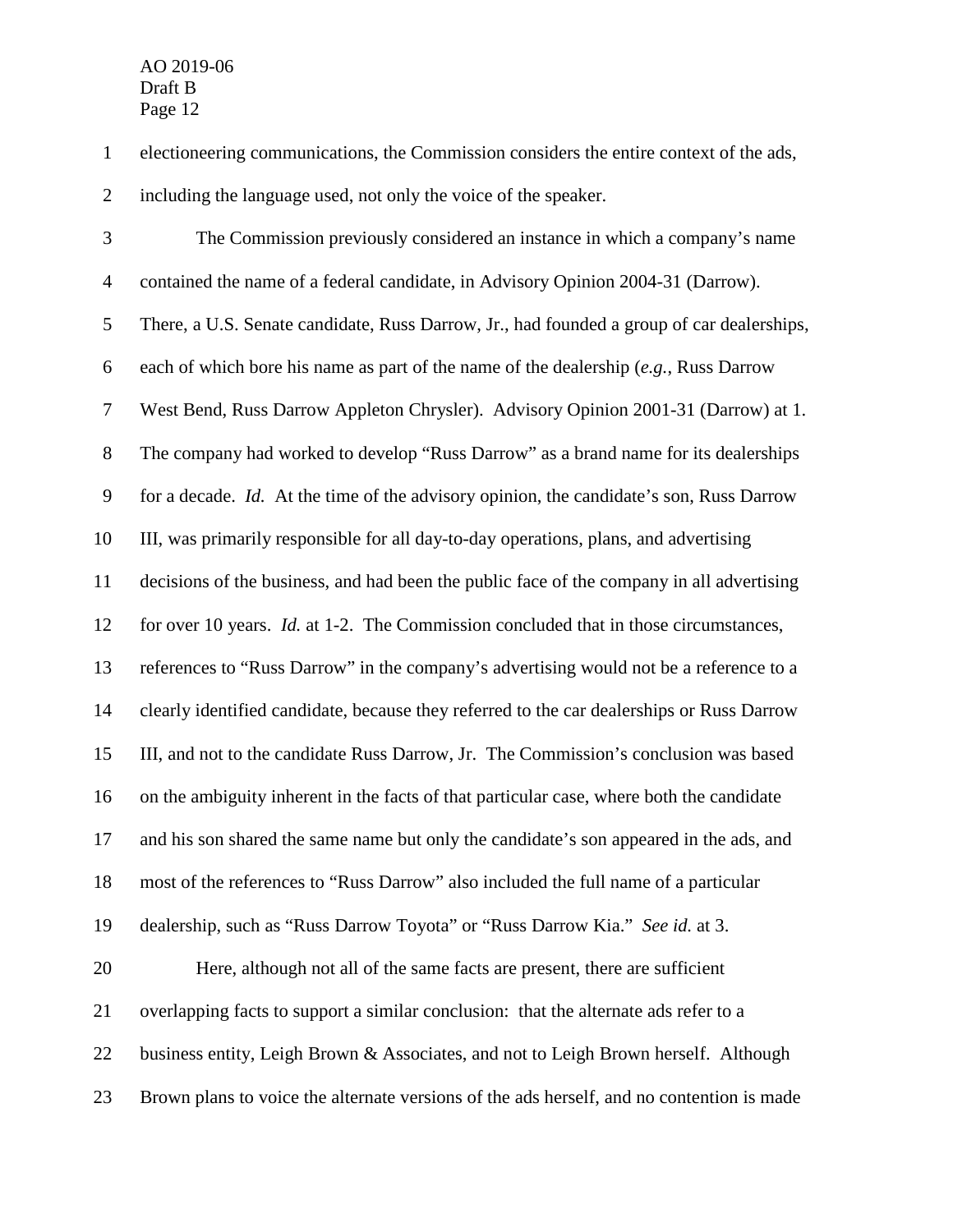electioneering communications, the Commission considers the entire context of the ads, including the language used, not only the voice of the speaker.

The Commission previously considered an instance in which a company's name contained the name of a federal candidate, in Advisory Opinion 2004-31 (Darrow). There, a U.S. Senate candidate, Russ Darrow, Jr., had founded a group of car dealerships, each of which bore his name as part of the name of the dealership (*e.g.*, Russ Darrow West Bend, Russ Darrow Appleton Chrysler). Advisory Opinion 2001-31 (Darrow) at 1. The company had worked to develop "Russ Darrow" as a brand name for its dealerships for a decade. *Id.* At the time of the advisory opinion, the candidate's son, Russ Darrow III, was primarily responsible for all day-to-day operations, plans, and advertising decisions of the business, and had been the public face of the company in all advertising for over 10 years. *Id.* at 1-2. The Commission concluded that in those circumstances, references to "Russ Darrow" in the company's advertising would not be a reference to a clearly identified candidate, because they referred to the car dealerships or Russ Darrow III, and not to the candidate Russ Darrow, Jr. The Commission's conclusion was based on the ambiguity inherent in the facts of that particular case, where both the candidate and his son shared the same name but only the candidate's son appeared in the ads, and most of the references to "Russ Darrow" also included the full name of a particular dealership, such as "Russ Darrow Toyota" or "Russ Darrow Kia." *See id.* at 3.

Here, although not all of the same facts are present, there are sufficient overlapping facts to support a similar conclusion: that the alternate ads refer to a business entity, Leigh Brown & Associates, and not to Leigh Brown herself. Although Brown plans to voice the alternate versions of the ads herself, and no contention is made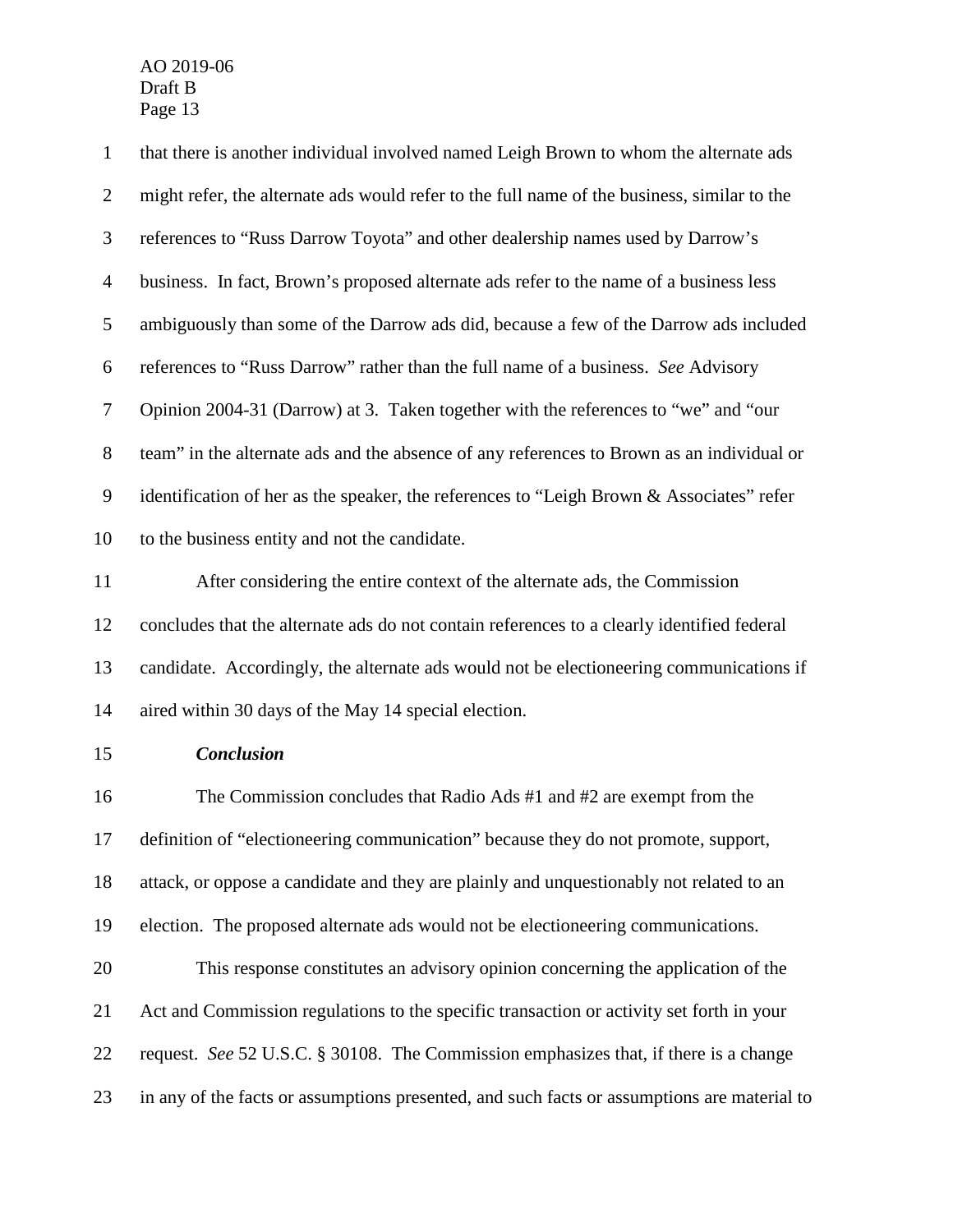that there is another individual involved named Leigh Brown to whom the alternate ads might refer, the alternate ads would refer to the full name of the business, similar to the references to "Russ Darrow Toyota" and other dealership names used by Darrow's business. In fact, Brown's proposed alternate ads refer to the name of a business less ambiguously than some of the Darrow ads did, because a few of the Darrow ads included references to "Russ Darrow" rather than the full name of a business. *See* Advisory Opinion 2004-31 (Darrow) at 3. Taken together with the references to "we" and "our team" in the alternate ads and the absence of any references to Brown as an individual or identification of her as the speaker, the references to "Leigh Brown & Associates" refer to the business entity and not the candidate.

After considering the entire context of the alternate ads, the Commission concludes that the alternate ads do not contain references to a clearly identified federal candidate. Accordingly, the alternate ads would not be electioneering communications if aired within 30 days of the May 14 special election.

***Conclusion***

The Commission concludes that Radio Ads #1 and #2 are exempt from the definition of "electioneering communication" because they do not promote, support, attack, or oppose a candidate and they are plainly and unquestionably not related to an election. The proposed alternate ads would not be electioneering communications.

This response constitutes an advisory opinion concerning the application of the Act and Commission regulations to the specific transaction or activity set forth in your request. *See* 52 U.S.C. § 30108. The Commission emphasizes that, if there is a change in any of the facts or assumptions presented, and such facts or assumptions are material to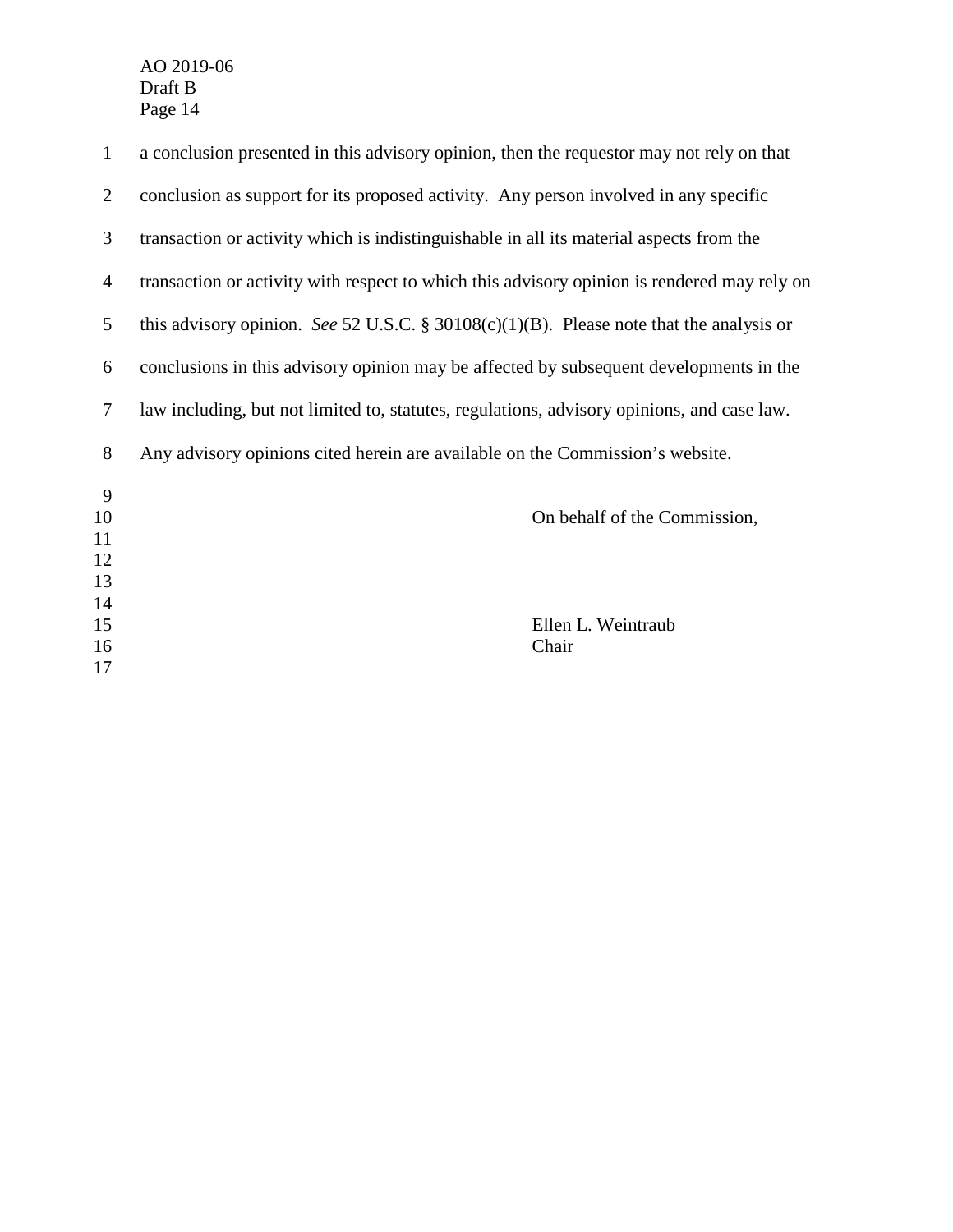a conclusion presented in this advisory opinion, then the requestor may not rely on that conclusion as support for its proposed activity. Any person involved in any specific transaction or activity which is indistinguishable in all its material aspects from the transaction or activity with respect to which this advisory opinion is rendered may rely on this advisory opinion. *See* 52 U.S.C. § 30108(c)(1)(B). Please note that the analysis or conclusions in this advisory opinion may be affected by subsequent developments in the law including, but not limited to, statutes, regulations, advisory opinions, and case law. Any advisory opinions cited herein are available on the Commission's website.

On behalf of the Commission,

Ellen L. Weintraub
Chair